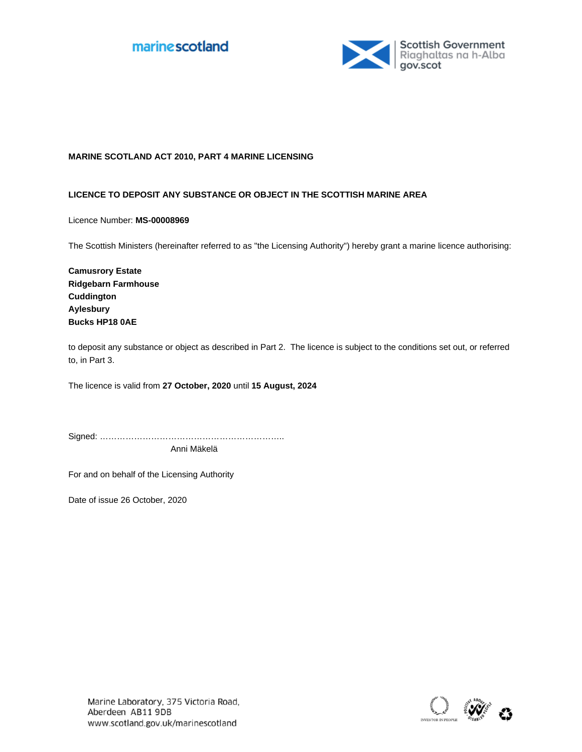marinescotland

Scottish Government
Riaghaltas na h-Alba
gov.scot

**MARINE SCOTLAND ACT 2010, PART 4 MARINE LICENSING**

**LICENCE TO DEPOSIT ANY SUBSTANCE OR OBJECT IN THE SCOTTISH MARINE AREA**

Licence Number: **MS-00008969**

The Scottish Ministers (hereinafter referred to as "the Licensing Authority") hereby grant a marine licence authorising:

**Camusrory Estate**
**Ridgebarn Farmhouse**
**Cuddington**
**Aylesbury**
**Bucks HP18 0AE**

to deposit any substance or object as described in Part 2. The licence is subject to the conditions set out, or referred to, in Part 3.

The licence is valid from **27 October, 2020** until **15 August, 2024**

Signed: …………………………………………………………..
Anni Mäkelä

For and on behalf of the Licensing Authority

Date of issue 26 October, 2020

Marine Laboratory, 375 Victoria Road,
Aberdeen AB11 9DB
www.scotland.gov.uk/marinescotland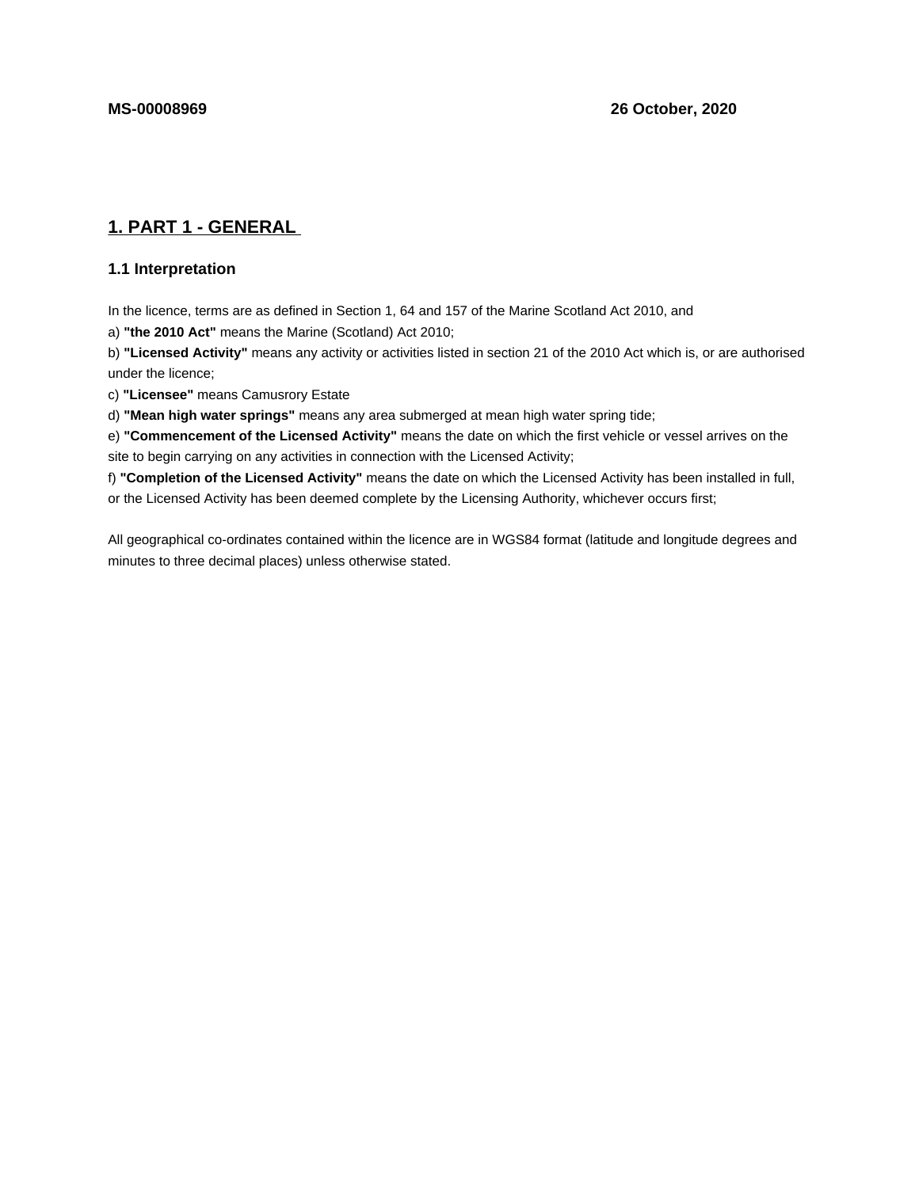**MS-00008969** **26 October, 2020**

## 1. PART 1 - GENERAL

### 1.1 Interpretation

In the licence, terms are as defined in Section 1, 64 and 157 of the Marine Scotland Act 2010, and

a) **"the 2010 Act"** means the Marine (Scotland) Act 2010;

b) **"Licensed Activity"** means any activity or activities listed in section 21 of the 2010 Act which is, or are authorised under the licence;

c) **"Licensee"** means Camusrory Estate

d) **"Mean high water springs"** means any area submerged at mean high water spring tide;

e) **"Commencement of the Licensed Activity"** means the date on which the first vehicle or vessel arrives on the site to begin carrying on any activities in connection with the Licensed Activity;

f) **"Completion of the Licensed Activity"** means the date on which the Licensed Activity has been installed in full, or the Licensed Activity has been deemed complete by the Licensing Authority, whichever occurs first;

All geographical co-ordinates contained within the licence are in WGS84 format (latitude and longitude degrees and minutes to three decimal places) unless otherwise stated.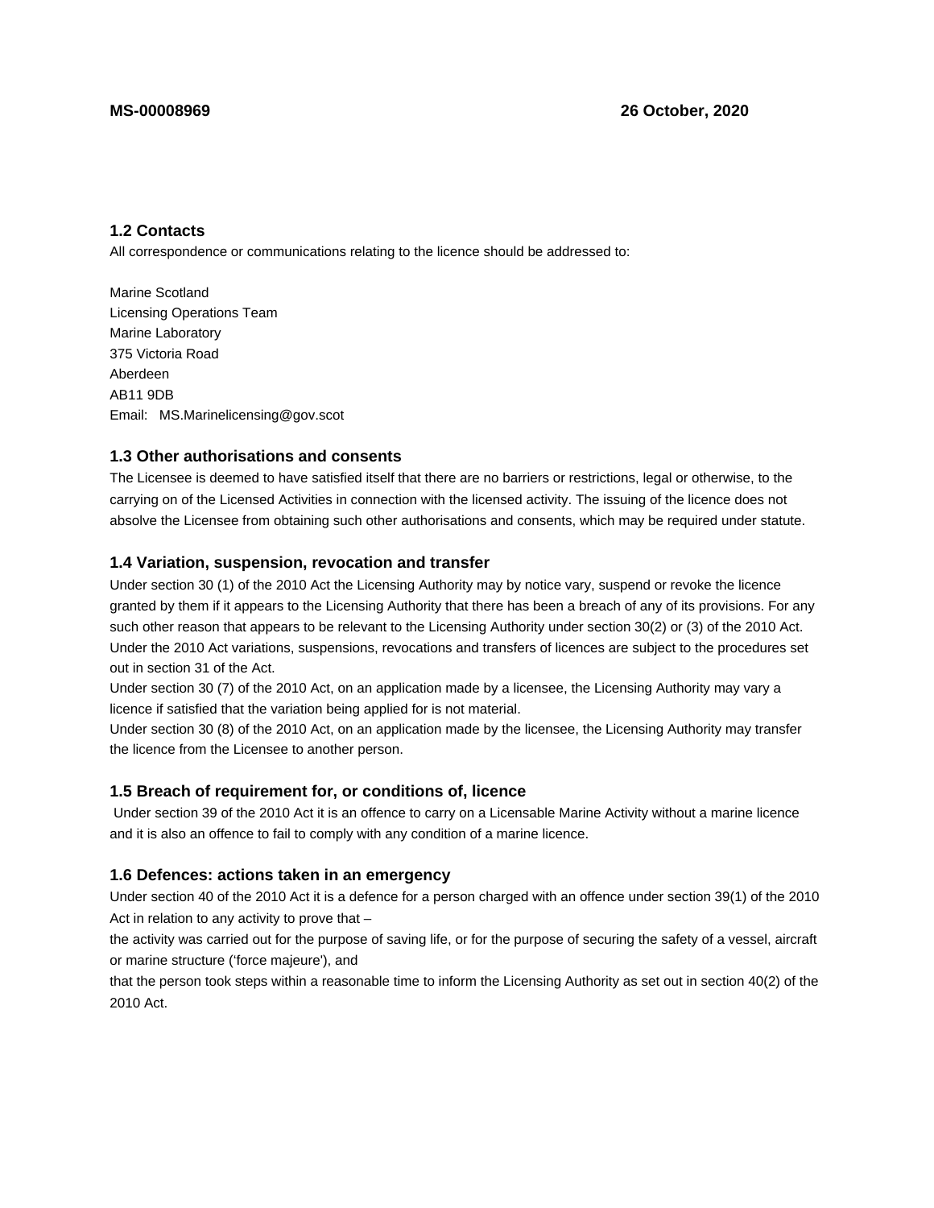## 1.2 Contacts

All correspondence or communications relating to the licence should be addressed to:

Marine Scotland
Licensing Operations Team
Marine Laboratory
375 Victoria Road
Aberdeen
AB11 9DB
Email: MS.Marinelicensing@gov.scot

## 1.3 Other authorisations and consents

The Licensee is deemed to have satisfied itself that there are no barriers or restrictions, legal or otherwise, to the carrying on of the Licensed Activities in connection with the licensed activity. The issuing of the licence does not absolve the Licensee from obtaining such other authorisations and consents, which may be required under statute.

## 1.4 Variation, suspension, revocation and transfer

Under section 30 (1) of the 2010 Act the Licensing Authority may by notice vary, suspend or revoke the licence granted by them if it appears to the Licensing Authority that there has been a breach of any of its provisions. For any such other reason that appears to be relevant to the Licensing Authority under section 30(2) or (3) of the 2010 Act. Under the 2010 Act variations, suspensions, revocations and transfers of licences are subject to the procedures set out in section 31 of the Act.

Under section 30 (7) of the 2010 Act, on an application made by a licensee, the Licensing Authority may vary a licence if satisfied that the variation being applied for is not material.

Under section 30 (8) of the 2010 Act, on an application made by the licensee, the Licensing Authority may transfer the licence from the Licensee to another person.

## 1.5 Breach of requirement for, or conditions of, licence

Under section 39 of the 2010 Act it is an offence to carry on a Licensable Marine Activity without a marine licence and it is also an offence to fail to comply with any condition of a marine licence.

## 1.6 Defences: actions taken in an emergency

Under section 40 of the 2010 Act it is a defence for a person charged with an offence under section 39(1) of the 2010 Act in relation to any activity to prove that –

the activity was carried out for the purpose of saving life, or for the purpose of securing the safety of a vessel, aircraft or marine structure ('force majeure'), and

that the person took steps within a reasonable time to inform the Licensing Authority as set out in section 40(2) of the 2010 Act.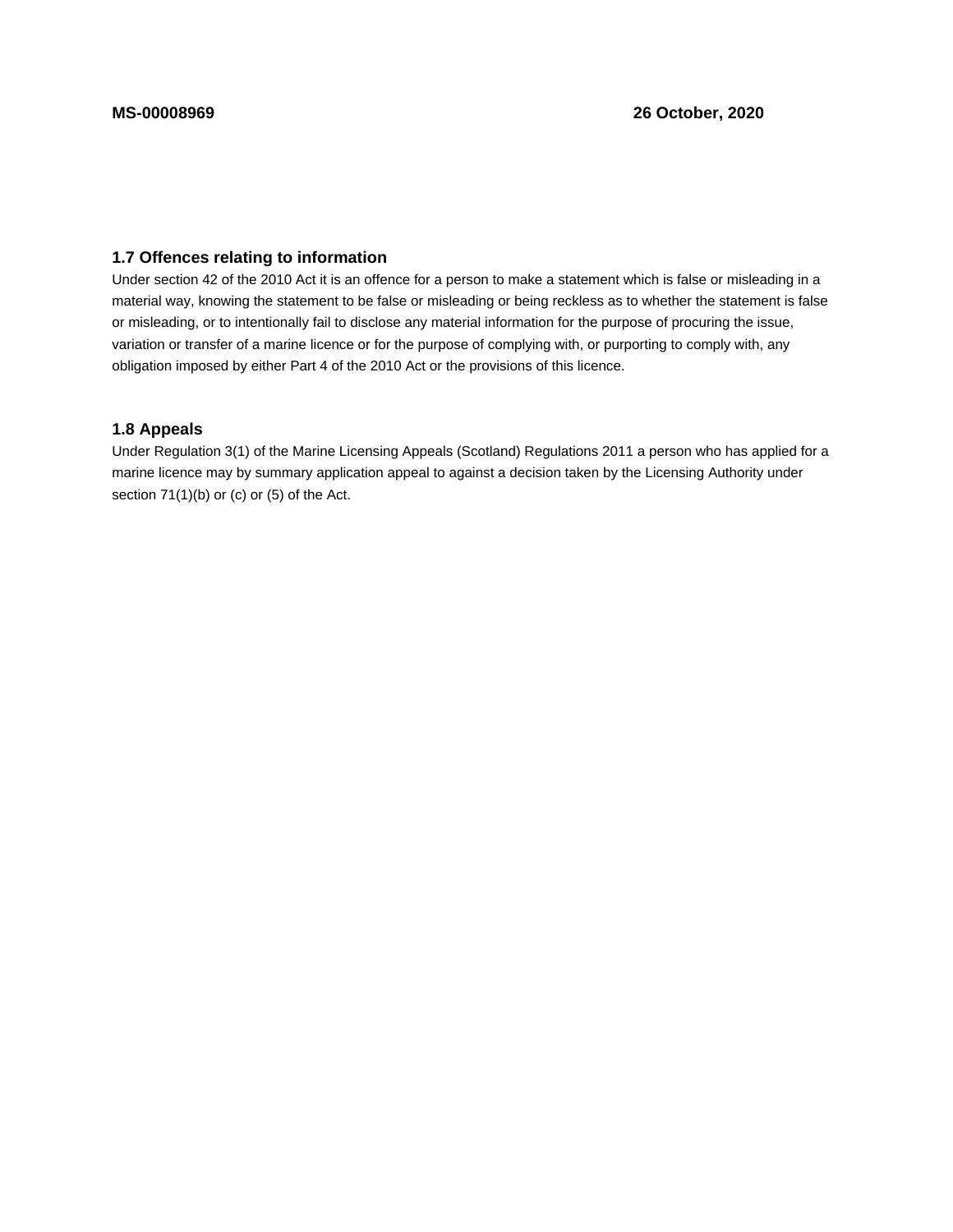### 1.7 Offences relating to information

Under section 42 of the 2010 Act it is an offence for a person to make a statement which is false or misleading in a material way, knowing the statement to be false or misleading or being reckless as to whether the statement is false or misleading, or to intentionally fail to disclose any material information for the purpose of procuring the issue, variation or transfer of a marine licence or for the purpose of complying with, or purporting to comply with, any obligation imposed by either Part 4 of the 2010 Act or the provisions of this licence.

### 1.8 Appeals

Under Regulation 3(1) of the Marine Licensing Appeals (Scotland) Regulations 2011 a person who has applied for a marine licence may by summary application appeal to against a decision taken by the Licensing Authority under section 71(1)(b) or (c) or (5) of the Act.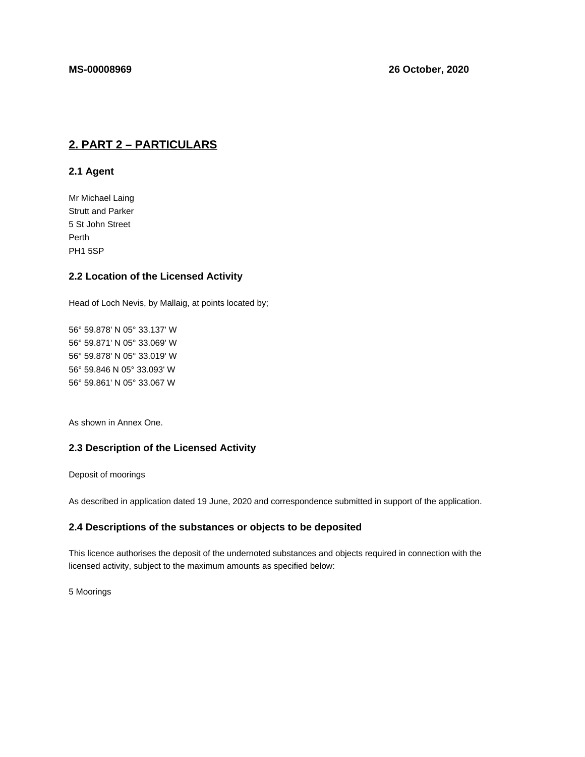**MS-00008969** **26 October, 2020**

## 2. PART 2 – PARTICULARS

### 2.1 Agent

Mr Michael Laing
Strutt and Parker
5 St John Street
Perth
PH1 5SP

### 2.2 Location of the Licensed Activity

Head of Loch Nevis, by Mallaig, at points located by;

56° 59.878' N 05° 33.137' W
56° 59.871' N 05° 33.069' W
56° 59.878' N 05° 33.019' W
56° 59.846 N 05° 33.093' W
56° 59.861' N 05° 33.067 W

As shown in Annex One.

### 2.3 Description of the Licensed Activity

Deposit of moorings

As described in application dated 19 June, 2020 and correspondence submitted in support of the application.

### 2.4 Descriptions of the substances or objects to be deposited

This licence authorises the deposit of the undernoted substances and objects required in connection with the licensed activity, subject to the maximum amounts as specified below:

5 Moorings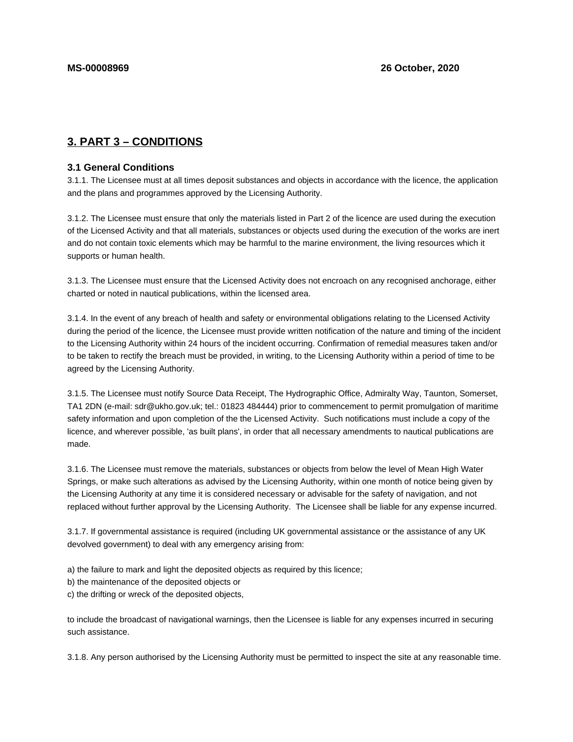## 3. PART 3 – CONDITIONS

### 3.1 General Conditions

3.1.1. The Licensee must at all times deposit substances and objects in accordance with the licence, the application and the plans and programmes approved by the Licensing Authority.

3.1.2. The Licensee must ensure that only the materials listed in Part 2 of the licence are used during the execution of the Licensed Activity and that all materials, substances or objects used during the execution of the works are inert and do not contain toxic elements which may be harmful to the marine environment, the living resources which it supports or human health.

3.1.3. The Licensee must ensure that the Licensed Activity does not encroach on any recognised anchorage, either charted or noted in nautical publications, within the licensed area.

3.1.4. In the event of any breach of health and safety or environmental obligations relating to the Licensed Activity during the period of the licence, the Licensee must provide written notification of the nature and timing of the incident to the Licensing Authority within 24 hours of the incident occurring. Confirmation of remedial measures taken and/or to be taken to rectify the breach must be provided, in writing, to the Licensing Authority within a period of time to be agreed by the Licensing Authority.

3.1.5. The Licensee must notify Source Data Receipt, The Hydrographic Office, Admiralty Way, Taunton, Somerset, TA1 2DN (e-mail: sdr@ukho.gov.uk; tel.: 01823 484444) prior to commencement to permit promulgation of maritime safety information and upon completion of the the Licensed Activity. Such notifications must include a copy of the licence, and wherever possible, 'as built plans', in order that all necessary amendments to nautical publications are made.

3.1.6. The Licensee must remove the materials, substances or objects from below the level of Mean High Water Springs, or make such alterations as advised by the Licensing Authority, within one month of notice being given by the Licensing Authority at any time it is considered necessary or advisable for the safety of navigation, and not replaced without further approval by the Licensing Authority. The Licensee shall be liable for any expense incurred.

3.1.7. If governmental assistance is required (including UK governmental assistance or the assistance of any UK devolved government) to deal with any emergency arising from:

a) the failure to mark and light the deposited objects as required by this licence;
b) the maintenance of the deposited objects or
c) the drifting or wreck of the deposited objects,

to include the broadcast of navigational warnings, then the Licensee is liable for any expenses incurred in securing such assistance.

3.1.8. Any person authorised by the Licensing Authority must be permitted to inspect the site at any reasonable time.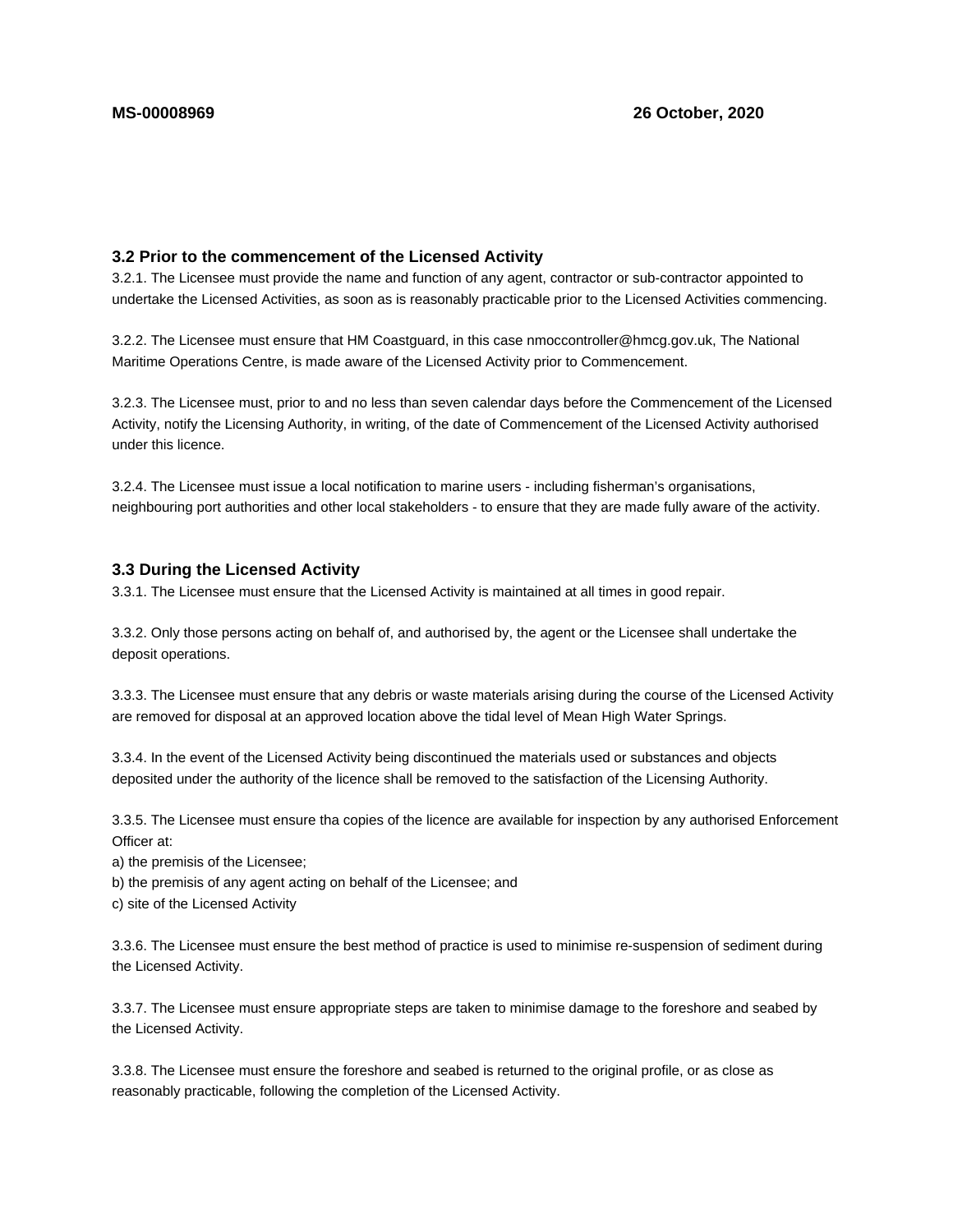**MS-00008969** **26 October, 2020**

### 3.2 Prior to the commencement of the Licensed Activity

3.2.1. The Licensee must provide the name and function of any agent, contractor or sub-contractor appointed to undertake the Licensed Activities, as soon as is reasonably practicable prior to the Licensed Activities commencing.

3.2.2. The Licensee must ensure that HM Coastguard, in this case nmoccontroller@hmcg.gov.uk, The National Maritime Operations Centre, is made aware of the Licensed Activity prior to Commencement.

3.2.3. The Licensee must, prior to and no less than seven calendar days before the Commencement of the Licensed Activity, notify the Licensing Authority, in writing, of the date of Commencement of the Licensed Activity authorised under this licence.

3.2.4. The Licensee must issue a local notification to marine users - including fisherman's organisations, neighbouring port authorities and other local stakeholders - to ensure that they are made fully aware of the activity.

### 3.3 During the Licensed Activity

3.3.1. The Licensee must ensure that the Licensed Activity is maintained at all times in good repair.

3.3.2. Only those persons acting on behalf of, and authorised by, the agent or the Licensee shall undertake the deposit operations.

3.3.3. The Licensee must ensure that any debris or waste materials arising during the course of the Licensed Activity are removed for disposal at an approved location above the tidal level of Mean High Water Springs.

3.3.4. In the event of the Licensed Activity being discontinued the materials used or substances and objects deposited under the authority of the licence shall be removed to the satisfaction of the Licensing Authority.

3.3.5. The Licensee must ensure tha copies of the licence are available for inspection by any authorised Enforcement Officer at:
a) the premisis of the Licensee;
b) the premisis of any agent acting on behalf of the Licensee; and
c) site of the Licensed Activity

3.3.6. The Licensee must ensure the best method of practice is used to minimise re-suspension of sediment during the Licensed Activity.

3.3.7. The Licensee must ensure appropriate steps are taken to minimise damage to the foreshore and seabed by the Licensed Activity.

3.3.8. The Licensee must ensure the foreshore and seabed is returned to the original profile, or as close as reasonably practicable, following the completion of the Licensed Activity.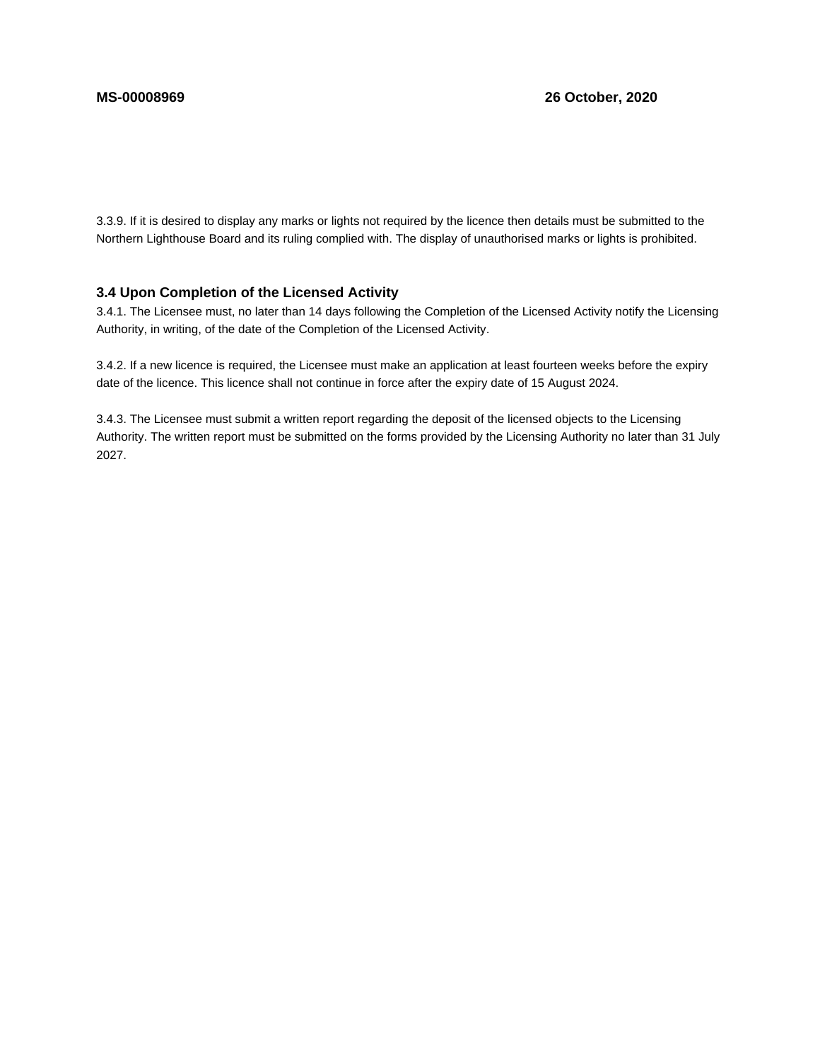3.3.9. If it is desired to display any marks or lights not required by the licence then details must be submitted to the Northern Lighthouse Board and its ruling complied with. The display of unauthorised marks or lights is prohibited.

### 3.4 Upon Completion of the Licensed Activity

3.4.1. The Licensee must, no later than 14 days following the Completion of the Licensed Activity notify the Licensing Authority, in writing, of the date of the Completion of the Licensed Activity.

3.4.2. If a new licence is required, the Licensee must make an application at least fourteen weeks before the expiry date of the licence. This licence shall not continue in force after the expiry date of 15 August 2024.

3.4.3. The Licensee must submit a written report regarding the deposit of the licensed objects to the Licensing Authority. The written report must be submitted on the forms provided by the Licensing Authority no later than 31 July 2027.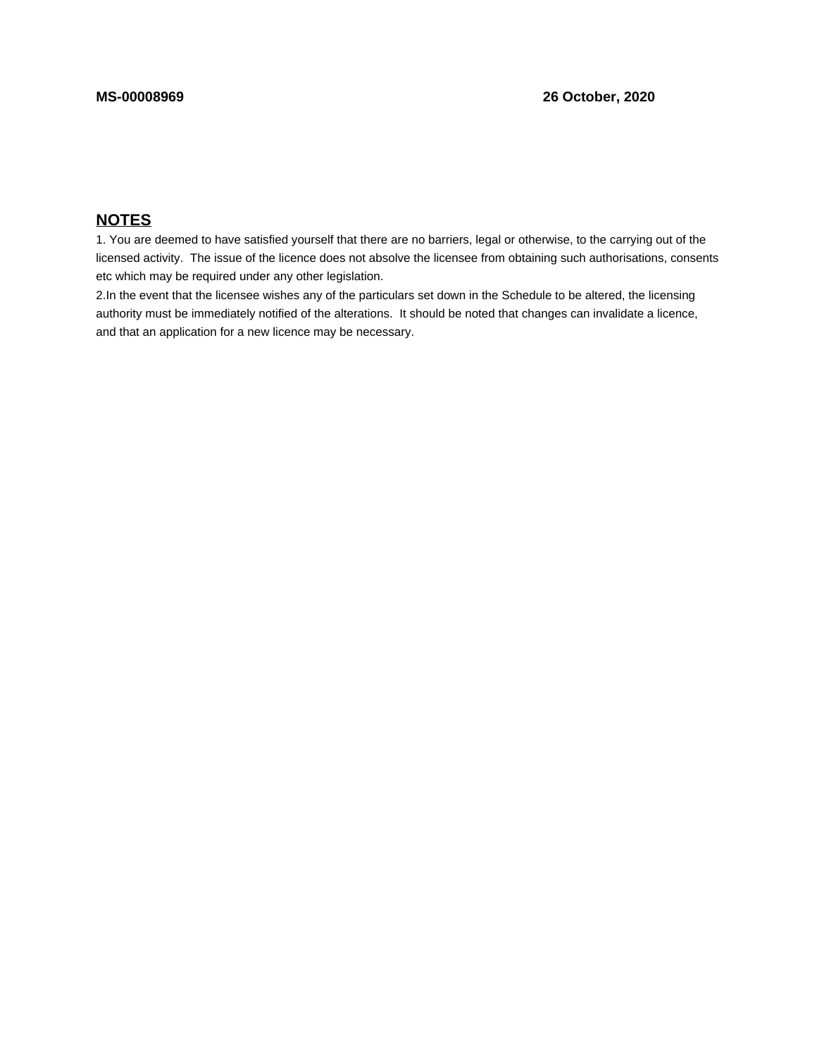**MS-00008969** **26 October, 2020**

## NOTES

1. You are deemed to have satisfied yourself that there are no barriers, legal or otherwise, to the carrying out of the licensed activity. The issue of the licence does not absolve the licensee from obtaining such authorisations, consents etc which may be required under any other legislation.

2. In the event that the licensee wishes any of the particulars set down in the Schedule to be altered, the licensing authority must be immediately notified of the alterations. It should be noted that changes can invalidate a licence, and that an application for a new licence may be necessary.